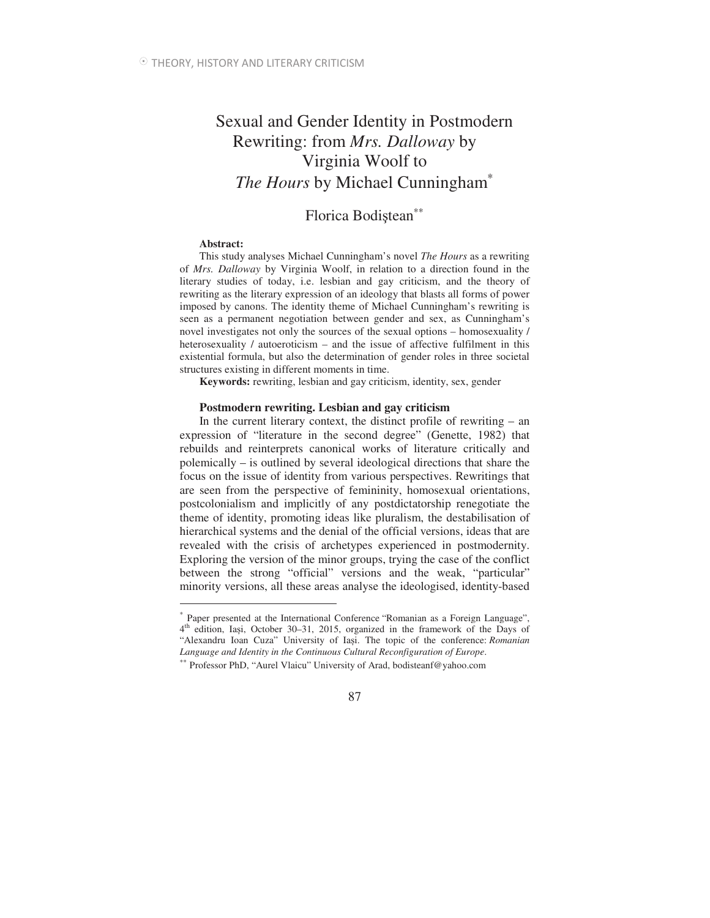# Sexual and Gender Identity in Postmodern Rewriting: from *Mrs. Dalloway* by Virginia Woolf to *The Hours* by Michael Cunningham[*]

Florica Bodiştean[**]

**Abstract:**

This study analyses Michael Cunningham's novel *The Hours* as a rewriting of *Mrs. Dalloway* by Virginia Woolf, in relation to a direction found in the literary studies of today, i.e. lesbian and gay criticism, and the theory of rewriting as the literary expression of an ideology that blasts all forms of power imposed by canons. The identity theme of Michael Cunningham's rewriting is seen as a permanent negotiation between gender and sex, as Cunningham's novel investigates not only the sources of the sexual options – homosexuality / heterosexuality / autoeroticism – and the issue of affective fulfilment in this existential formula, but also the determination of gender roles in three societal structures existing in different moments in time.

**Keywords:** rewriting, lesbian and gay criticism, identity, sex, gender

## Postmodern rewriting. Lesbian and gay criticism

In the current literary context, the distinct profile of rewriting – an expression of "literature in the second degree" (Genette, 1982) that rebuilds and reinterprets canonical works of literature critically and polemically – is outlined by several ideological directions that share the focus on the issue of identity from various perspectives. Rewritings that are seen from the perspective of femininity, homosexual orientations, postcolonialism and implicitly of any postdictatorship renegotiate the theme of identity, promoting ideas like pluralism, the destabilisation of hierarchical systems and the denial of the official versions, ideas that are revealed with the crisis of archetypes experienced in postmodernity. Exploring the version of the minor groups, trying the case of the conflict between the strong "official" versions and the weak, "particular" minority versions, all these areas analyse the ideologised, identity-based

---

[*] Paper presented at the International Conference "Romanian as a Foreign Language", 4th edition, Iaşi, October 30–31, 2015, organized in the framework of the Days of "Alexandru Ioan Cuza" University of Iaşi. The topic of the conference: *Romanian Language and Identity in the Continuous Cultural Reconfiguration of Europe*.

[**] Professor PhD, "Aurel Vlaicu" University of Arad, bodisteanf@yahoo.com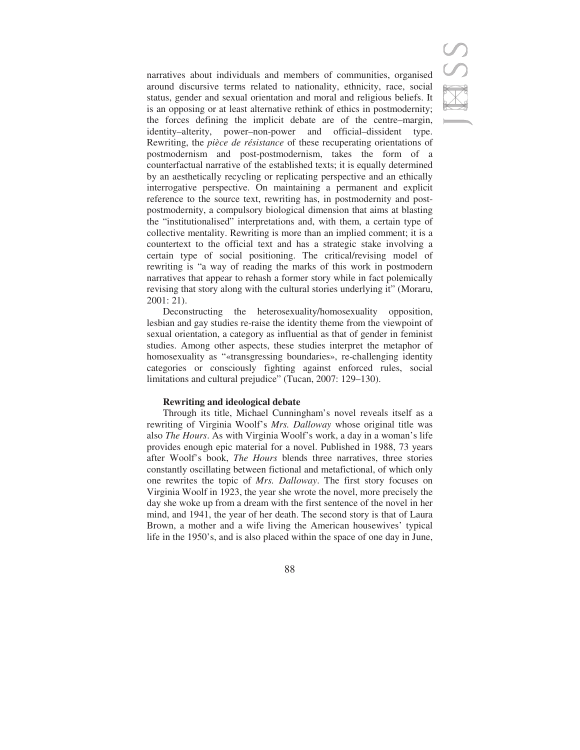narratives about individuals and members of communities, organised around discursive terms related to nationality, ethnicity, race, social status, gender and sexual orientation and moral and religious beliefs. It is an opposing or at least alternative rethink of ethics in postmodernity; the forces defining the implicit debate are of the centre–margin, identity–alterity, power–non-power and official–dissident type. Rewriting, the *pièce de résistance* of these recuperating orientations of postmodernism and post-postmodernism, takes the form of a counterfactual narrative of the established texts; it is equally determined by an aesthetically recycling or replicating perspective and an ethically interrogative perspective. On maintaining a permanent and explicit reference to the source text, rewriting has, in postmodernity and post-postmodernity, a compulsory biological dimension that aims at blasting the "institutionalised" interpretations and, with them, a certain type of collective mentality. Rewriting is more than an implied comment; it is a countertext to the official text and has a strategic stake involving a certain type of social positioning. The critical/revising model of rewriting is "a way of reading the marks of this work in postmodern narratives that appear to rehash a former story while in fact polemically revising that story along with the cultural stories underlying it" (Moraru, 2001: 21).

Deconstructing the heterosexuality/homosexuality opposition, lesbian and gay studies re-raise the identity theme from the viewpoint of sexual orientation, a category as influential as that of gender in feminist studies. Among other aspects, these studies interpret the metaphor of homosexuality as "«transgressing boundaries», re-challenging identity categories or consciously fighting against enforced rules, social limitations and cultural prejudice" (Tucan, 2007: 129–130).

### Rewriting and ideological debate

Through its title, Michael Cunningham's novel reveals itself as a rewriting of Virginia Woolf's *Mrs. Dalloway* whose original title was also *The Hours*. As with Virginia Woolf's work, a day in a woman's life provides enough epic material for a novel. Published in 1988, 73 years after Woolf's book, *The Hours* blends three narratives, three stories constantly oscillating between fictional and metafictional, of which only one rewrites the topic of *Mrs. Dalloway*. The first story focuses on Virginia Woolf in 1923, the year she wrote the novel, more precisely the day she woke up from a dream with the first sentence of the novel in her mind, and 1941, the year of her death. The second story is that of Laura Brown, a mother and a wife living the American housewives' typical life in the 1950's, and is also placed within the space of one day in June,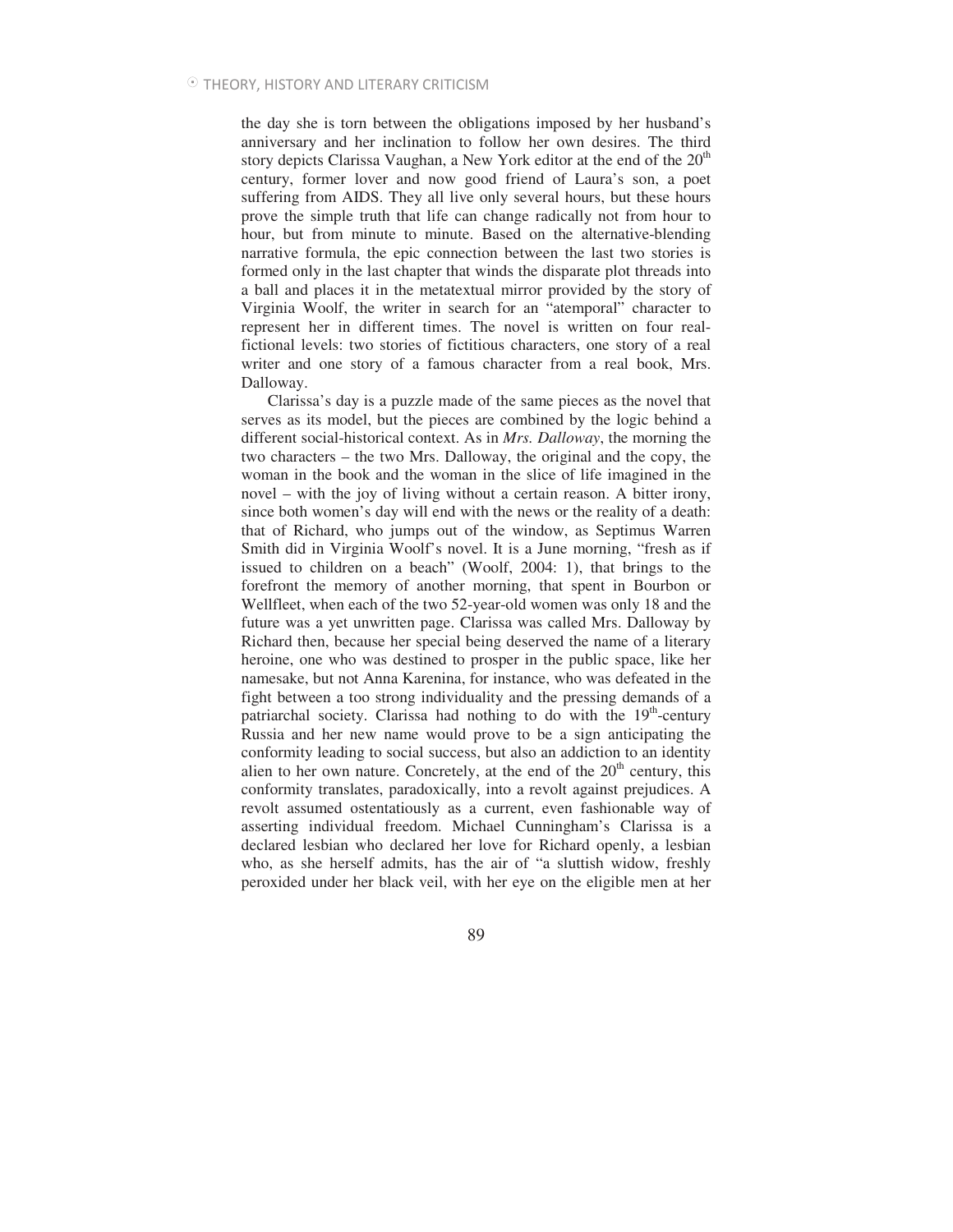the day she is torn between the obligations imposed by her husband's anniversary and her inclination to follow her own desires. The third story depicts Clarissa Vaughan, a New York editor at the end of the 20th century, former lover and now good friend of Laura's son, a poet suffering from AIDS. They all live only several hours, but these hours prove the simple truth that life can change radically not from hour to hour, but from minute to minute. Based on the alternative-blending narrative formula, the epic connection between the last two stories is formed only in the last chapter that winds the disparate plot threads into a ball and places it in the metatextual mirror provided by the story of Virginia Woolf, the writer in search for an "atemporal" character to represent her in different times. The novel is written on four real-fictional levels: two stories of fictitious characters, one story of a real writer and one story of a famous character from a real book, Mrs. Dalloway.

Clarissa's day is a puzzle made of the same pieces as the novel that serves as its model, but the pieces are combined by the logic behind a different social-historical context. As in *Mrs. Dalloway*, the morning the two characters – the two Mrs. Dalloway, the original and the copy, the woman in the book and the woman in the slice of life imagined in the novel – with the joy of living without a certain reason. A bitter irony, since both women's day will end with the news or the reality of a death: that of Richard, who jumps out of the window, as Septimus Warren Smith did in Virginia Woolf's novel. It is a June morning, "fresh as if issued to children on a beach" (Woolf, 2004: 1), that brings to the forefront the memory of another morning, that spent in Bourbon or Wellfleet, when each of the two 52-year-old women was only 18 and the future was a yet unwritten page. Clarissa was called Mrs. Dalloway by Richard then, because her special being deserved the name of a literary heroine, one who was destined to prosper in the public space, like her namesake, but not Anna Karenina, for instance, who was defeated in the fight between a too strong individuality and the pressing demands of a patriarchal society. Clarissa had nothing to do with the 19th-century Russia and her new name would prove to be a sign anticipating the conformity leading to social success, but also an addiction to an identity alien to her own nature. Concretely, at the end of the 20th century, this conformity translates, paradoxically, into a revolt against prejudices. A revolt assumed ostentatiously as a current, even fashionable way of asserting individual freedom. Michael Cunningham's Clarissa is a declared lesbian who declared her love for Richard openly, a lesbian who, as she herself admits, has the air of "a sluttish widow, freshly peroxided under her black veil, with her eye on the eligible men at her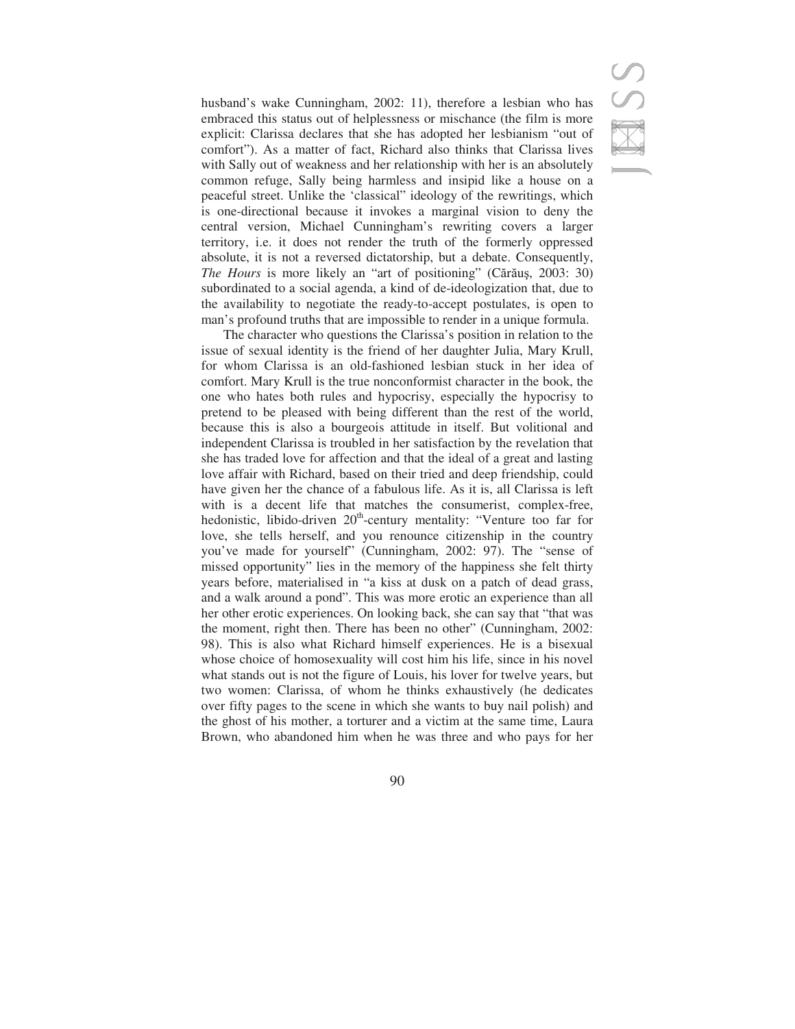husband's wake Cunningham, 2002: 11), therefore a lesbian who has embraced this status out of helplessness or mischance (the film is more explicit: Clarissa declares that she has adopted her lesbianism "out of comfort"). As a matter of fact, Richard also thinks that Clarissa lives with Sally out of weakness and her relationship with her is an absolutely common refuge, Sally being harmless and insipid like a house on a peaceful street. Unlike the 'classical" ideology of the rewritings, which is one-directional because it invokes a marginal vision to deny the central version, Michael Cunningham's rewriting covers a larger territory, i.e. it does not render the truth of the formerly oppressed absolute, it is not a reversed dictatorship, but a debate. Consequently, *The Hours* is more likely an "art of positioning" (Cărăuş, 2003: 30) subordinated to a social agenda, a kind of de-ideologization that, due to the availability to negotiate the ready-to-accept postulates, is open to man's profound truths that are impossible to render in a unique formula.

The character who questions the Clarissa's position in relation to the issue of sexual identity is the friend of her daughter Julia, Mary Krull, for whom Clarissa is an old-fashioned lesbian stuck in her idea of comfort. Mary Krull is the true nonconformist character in the book, the one who hates both rules and hypocrisy, especially the hypocrisy to pretend to be pleased with being different than the rest of the world, because this is also a bourgeois attitude in itself. But volitional and independent Clarissa is troubled in her satisfaction by the revelation that she has traded love for affection and that the ideal of a great and lasting love affair with Richard, based on their tried and deep friendship, could have given her the chance of a fabulous life. As it is, all Clarissa is left with is a decent life that matches the consumerist, complex-free, hedonistic, libido-driven 20th-century mentality: "Venture too far for love, she tells herself, and you renounce citizenship in the country you've made for yourself" (Cunningham, 2002: 97). The "sense of missed opportunity" lies in the memory of the happiness she felt thirty years before, materialised in "a kiss at dusk on a patch of dead grass, and a walk around a pond". This was more erotic an experience than all her other erotic experiences. On looking back, she can say that "that was the moment, right then. There has been no other" (Cunningham, 2002: 98). This is also what Richard himself experiences. He is a bisexual whose choice of homosexuality will cost him his life, since in his novel what stands out is not the figure of Louis, his lover for twelve years, but two women: Clarissa, of whom he thinks exhaustively (he dedicates over fifty pages to the scene in which she wants to buy nail polish) and the ghost of his mother, a torturer and a victim at the same time, Laura Brown, who abandoned him when he was three and who pays for her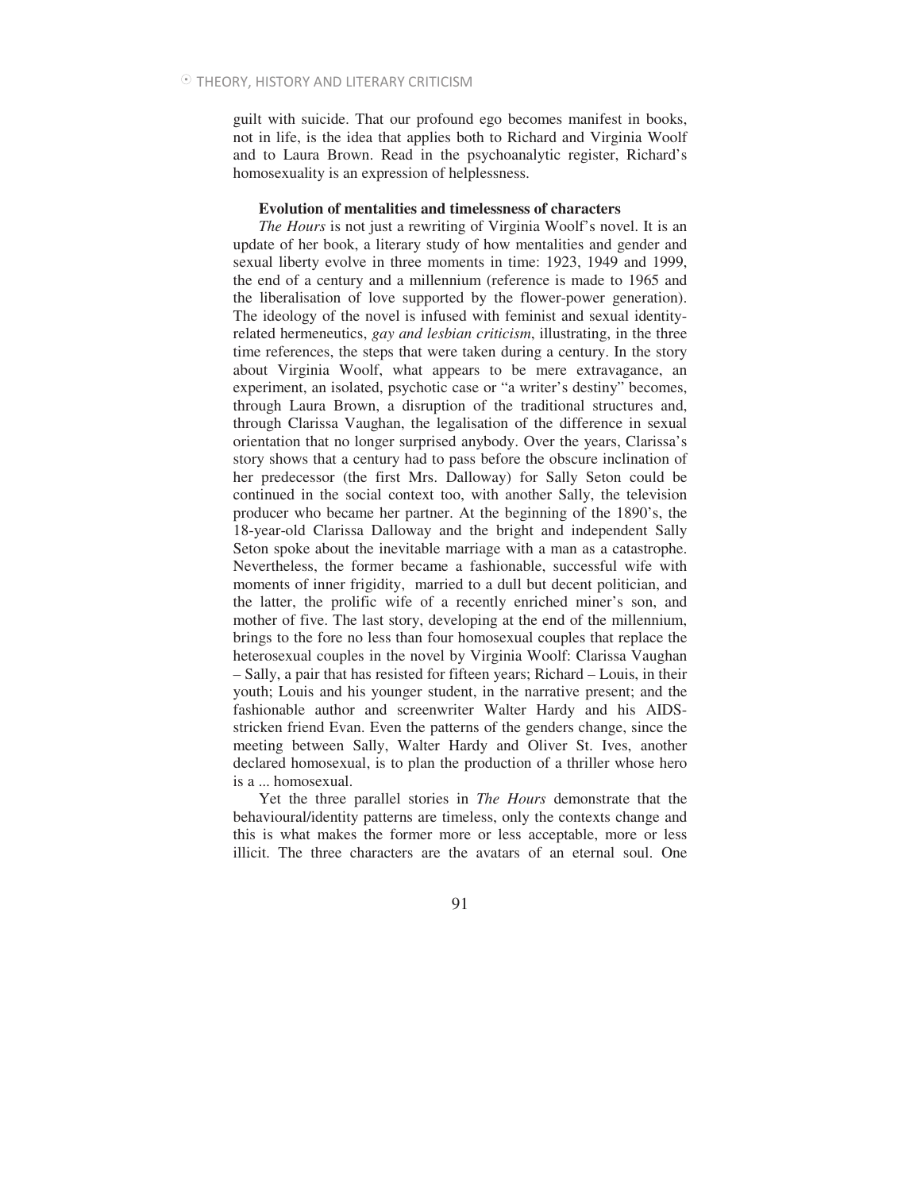guilt with suicide. That our profound ego becomes manifest in books, not in life, is the idea that applies both to Richard and Virginia Woolf and to Laura Brown. Read in the psychoanalytic register, Richard's homosexuality is an expression of helplessness.

### Evolution of mentalities and timelessness of characters

*The Hours* is not just a rewriting of Virginia Woolf's novel. It is an update of her book, a literary study of how mentalities and gender and sexual liberty evolve in three moments in time: 1923, 1949 and 1999, the end of a century and a millennium (reference is made to 1965 and the liberalisation of love supported by the flower-power generation). The ideology of the novel is infused with feminist and sexual identity-related hermeneutics, *gay and lesbian criticism*, illustrating, in the three time references, the steps that were taken during a century. In the story about Virginia Woolf, what appears to be mere extravagance, an experiment, an isolated, psychotic case or "a writer's destiny" becomes, through Laura Brown, a disruption of the traditional structures and, through Clarissa Vaughan, the legalisation of the difference in sexual orientation that no longer surprised anybody. Over the years, Clarissa's story shows that a century had to pass before the obscure inclination of her predecessor (the first Mrs. Dalloway) for Sally Seton could be continued in the social context too, with another Sally, the television producer who became her partner. At the beginning of the 1890's, the 18-year-old Clarissa Dalloway and the bright and independent Sally Seton spoke about the inevitable marriage with a man as a catastrophe. Nevertheless, the former became a fashionable, successful wife with moments of inner frigidity, married to a dull but decent politician, and the latter, the prolific wife of a recently enriched miner's son, and mother of five. The last story, developing at the end of the millennium, brings to the fore no less than four homosexual couples that replace the heterosexual couples in the novel by Virginia Woolf: Clarissa Vaughan – Sally, a pair that has resisted for fifteen years; Richard – Louis, in their youth; Louis and his younger student, in the narrative present; and the fashionable author and screenwriter Walter Hardy and his AIDS-stricken friend Evan. Even the patterns of the genders change, since the meeting between Sally, Walter Hardy and Oliver St. Ives, another declared homosexual, is to plan the production of a thriller whose hero is a ... homosexual.

Yet the three parallel stories in *The Hours* demonstrate that the behavioural/identity patterns are timeless, only the contexts change and this is what makes the former more or less acceptable, more or less illicit. The three characters are the avatars of an eternal soul. One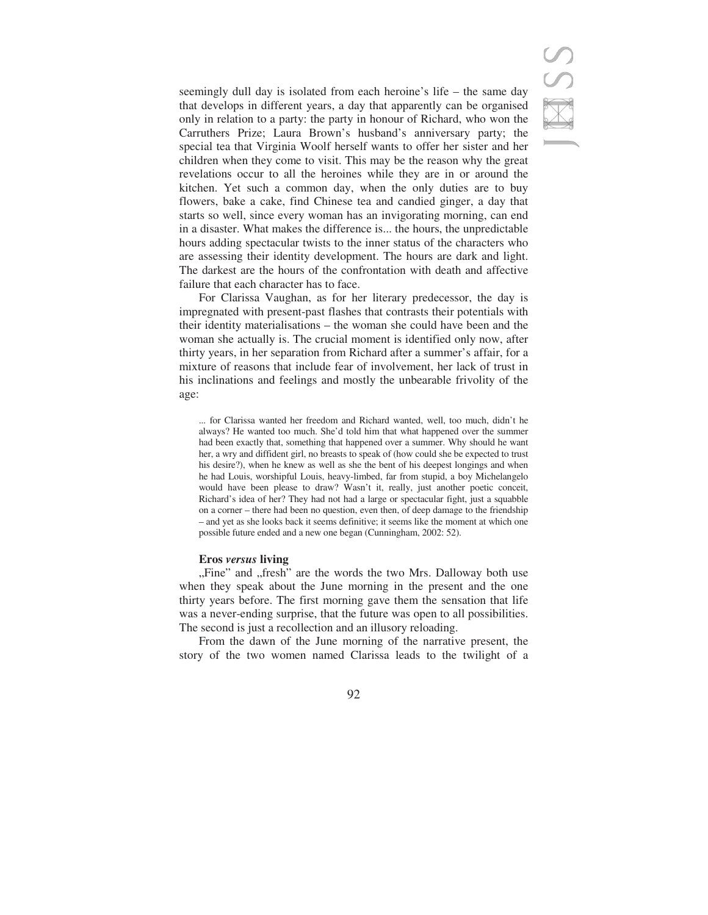seemingly dull day is isolated from each heroine's life – the same day that develops in different years, a day that apparently can be organised only in relation to a party: the party in honour of Richard, who won the Carruthers Prize; Laura Brown's husband's anniversary party; the special tea that Virginia Woolf herself wants to offer her sister and her children when they come to visit. This may be the reason why the great revelations occur to all the heroines while they are in or around the kitchen. Yet such a common day, when the only duties are to buy flowers, bake a cake, find Chinese tea and candied ginger, a day that starts so well, since every woman has an invigorating morning, can end in a disaster. What makes the difference is... the hours, the unpredictable hours adding spectacular twists to the inner status of the characters who are assessing their identity development. The hours are dark and light. The darkest are the hours of the confrontation with death and affective failure that each character has to face.

For Clarissa Vaughan, as for her literary predecessor, the day is impregnated with present-past flashes that contrasts their potentials with their identity materialisations – the woman she could have been and the woman she actually is. The crucial moment is identified only now, after thirty years, in her separation from Richard after a summer's affair, for a mixture of reasons that include fear of involvement, her lack of trust in his inclinations and feelings and mostly the unbearable frivolity of the age:

> ... for Clarissa wanted her freedom and Richard wanted, well, too much, didn't he always? He wanted too much. She'd told him that what happened over the summer had been exactly that, something that happened over a summer. Why should he want her, a wry and diffident girl, no breasts to speak of (how could she be expected to trust his desire?), when he knew as well as she the bent of his deepest longings and when he had Louis, worshipful Louis, heavy-limbed, far from stupid, a boy Michelangelo would have been please to draw? Wasn't it, really, just another poetic conceit, Richard's idea of her? They had not had a large or spectacular fight, just a squabble on a corner – there had been no question, even then, of deep damage to the friendship – and yet as she looks back it seems definitive; it seems like the moment at which one possible future ended and a new one began (Cunningham, 2002: 52).

### Eros *versus* living

„Fine" and „fresh" are the words the two Mrs. Dalloway both use when they speak about the June morning in the present and the one thirty years before. The first morning gave them the sensation that life was a never-ending surprise, that the future was open to all possibilities. The second is just a recollection and an illusory reloading.

From the dawn of the June morning of the narrative present, the story of the two women named Clarissa leads to the twilight of a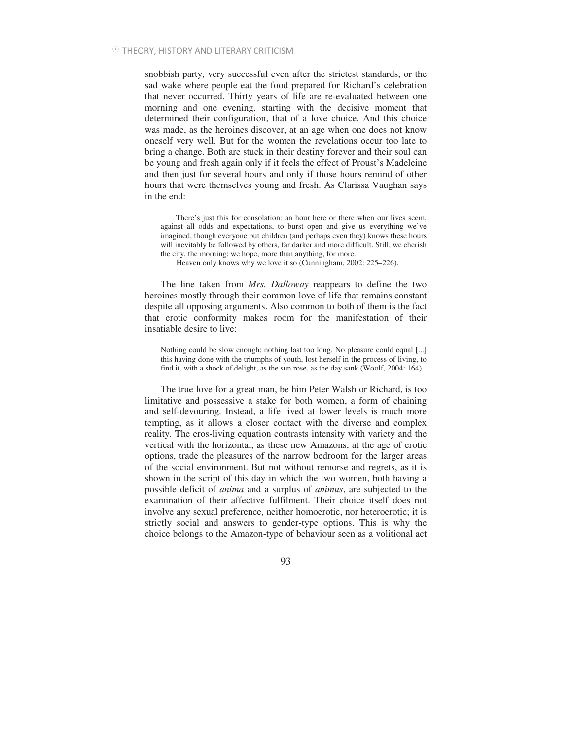snobbish party, very successful even after the strictest standards, or the sad wake where people eat the food prepared for Richard's celebration that never occurred. Thirty years of life are re-evaluated between one morning and one evening, starting with the decisive moment that determined their configuration, that of a love choice. And this choice was made, as the heroines discover, at an age when one does not know oneself very well. But for the women the revelations occur too late to bring a change. Both are stuck in their destiny forever and their soul can be young and fresh again only if it feels the effect of Proust's Madeleine and then just for several hours and only if those hours remind of other hours that were themselves young and fresh. As Clarissa Vaughan says in the end:

> There's just this for consolation: an hour here or there when our lives seem, against all odds and expectations, to burst open and give us everything we've imagined, though everyone but children (and perhaps even they) knows these hours will inevitably be followed by others, far darker and more difficult. Still, we cherish the city, the morning; we hope, more than anything, for more.
>
> Heaven only knows why we love it so (Cunningham, 2002: 225–226).

The line taken from *Mrs. Dalloway* reappears to define the two heroines mostly through their common love of life that remains constant despite all opposing arguments. Also common to both of them is the fact that erotic conformity makes room for the manifestation of their insatiable desire to live:

> Nothing could be slow enough; nothing last too long. No pleasure could equal [...] this having done with the triumphs of youth, lost herself in the process of living, to find it, with a shock of delight, as the sun rose, as the day sank (Woolf, 2004: 164).

The true love for a great man, be him Peter Walsh or Richard, is too limitative and possessive a stake for both women, a form of chaining and self-devouring. Instead, a life lived at lower levels is much more tempting, as it allows a closer contact with the diverse and complex reality. The eros-living equation contrasts intensity with variety and the vertical with the horizontal, as these new Amazons, at the age of erotic options, trade the pleasures of the narrow bedroom for the larger areas of the social environment. But not without remorse and regrets, as it is shown in the script of this day in which the two women, both having a possible deficit of *anima* and a surplus of *animus*, are subjected to the examination of their affective fulfilment. Their choice itself does not involve any sexual preference, neither homoerotic, nor heteroerotic; it is strictly social and answers to gender-type options. This is why the choice belongs to the Amazon-type of behaviour seen as a volitional act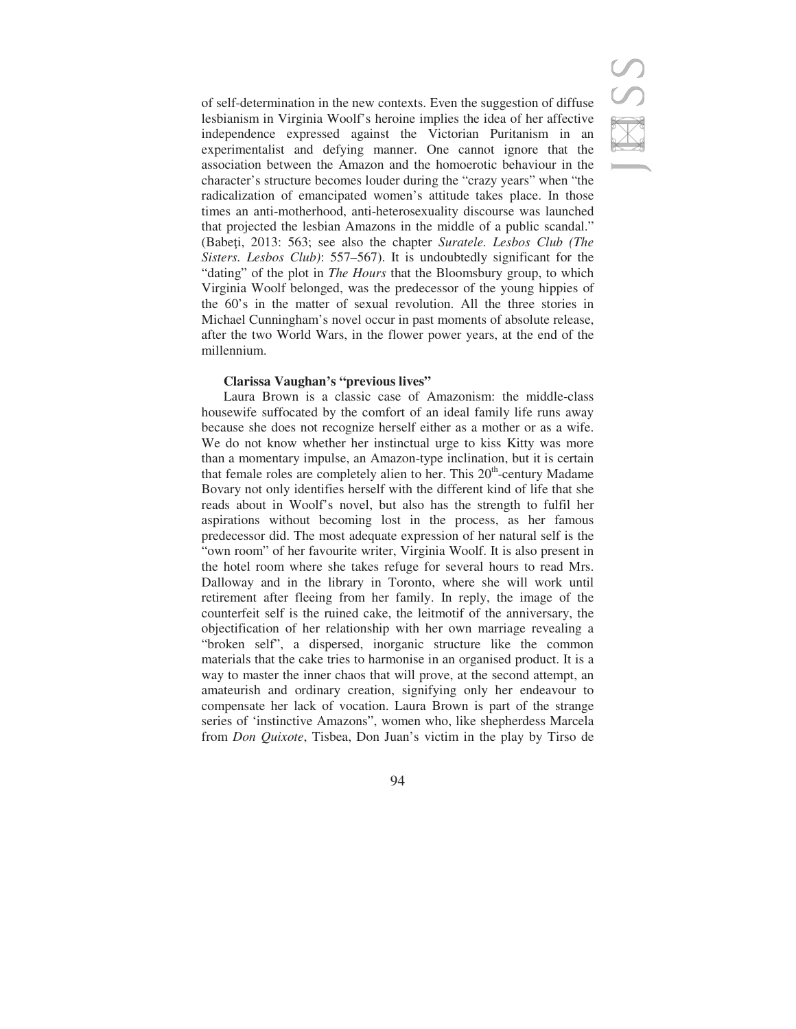of self-determination in the new contexts. Even the suggestion of diffuse lesbianism in Virginia Woolf's heroine implies the idea of her affective independence expressed against the Victorian Puritanism in an experimentalist and defying manner. One cannot ignore that the association between the Amazon and the homoerotic behaviour in the character's structure becomes louder during the "crazy years" when "the radicalization of emancipated women's attitude takes place. In those times an anti-motherhood, anti-heterosexuality discourse was launched that projected the lesbian Amazons in the middle of a public scandal." (Babeți, 2013: 563; see also the chapter *Suratele. Lesbos Club (The Sisters. Lesbos Club)*: 557–567). It is undoubtedly significant for the "dating" of the plot in *The Hours* that the Bloomsbury group, to which Virginia Woolf belonged, was the predecessor of the young hippies of the 60's in the matter of sexual revolution. All the three stories in Michael Cunningham's novel occur in past moments of absolute release, after the two World Wars, in the flower power years, at the end of the millennium.

**Clarissa Vaughan's "previous lives"**

Laura Brown is a classic case of Amazonism: the middle-class housewife suffocated by the comfort of an ideal family life runs away because she does not recognize herself either as a mother or as a wife. We do not know whether her instinctual urge to kiss Kitty was more than a momentary impulse, an Amazon-type inclination, but it is certain that female roles are completely alien to her. This 20th-century Madame Bovary not only identifies herself with the different kind of life that she reads about in Woolf's novel, but also has the strength to fulfil her aspirations without becoming lost in the process, as her famous predecessor did. The most adequate expression of her natural self is the "own room" of her favourite writer, Virginia Woolf. It is also present in the hotel room where she takes refuge for several hours to read Mrs. Dalloway and in the library in Toronto, where she will work until retirement after fleeing from her family. In reply, the image of the counterfeit self is the ruined cake, the leitmotif of the anniversary, the objectification of her relationship with her own marriage revealing a "broken self", a dispersed, inorganic structure like the common materials that the cake tries to harmonise in an organised product. It is a way to master the inner chaos that will prove, at the second attempt, an amateurish and ordinary creation, signifying only her endeavour to compensate her lack of vocation. Laura Brown is part of the strange series of 'instinctive Amazons", women who, like shepherdess Marcela from *Don Quixote*, Tisbea, Don Juan's victim in the play by Tirso de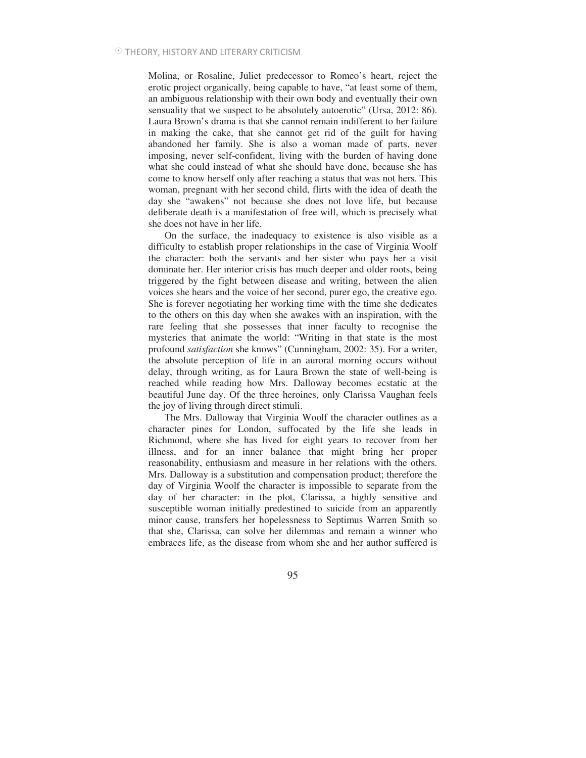Molina, or Rosaline, Juliet predecessor to Romeo's heart, reject the erotic project organically, being capable to have, "at least some of them, an ambiguous relationship with their own body and eventually their own sensuality that we suspect to be absolutely autoerotic" (Ursa, 2012: 86). Laura Brown's drama is that she cannot remain indifferent to her failure in making the cake, that she cannot get rid of the guilt for having abandoned her family. She is also a woman made of parts, never imposing, never self-confident, living with the burden of having done what she could instead of what she should have done, because she has come to know herself only after reaching a status that was not hers. This woman, pregnant with her second child, flirts with the idea of death the day she "awakens" not because she does not love life, but because deliberate death is a manifestation of free will, which is precisely what she does not have in her life.

On the surface, the inadequacy to existence is also visible as a difficulty to establish proper relationships in the case of Virginia Woolf the character: both the servants and her sister who pays her a visit dominate her. Her interior crisis has much deeper and older roots, being triggered by the fight between disease and writing, between the alien voices she hears and the voice of her second, purer ego, the creative ego. She is forever negotiating her working time with the time she dedicates to the others on this day when she awakes with an inspiration, with the rare feeling that she possesses that inner faculty to recognise the mysteries that animate the world: "Writing in that state is the most profound *satisfaction* she knows" (Cunningham, 2002: 35). For a writer, the absolute perception of life in an auroral morning occurs without delay, through writing, as for Laura Brown the state of well-being is reached while reading how Mrs. Dalloway becomes ecstatic at the beautiful June day. Of the three heroines, only Clarissa Vaughan feels the joy of living through direct stimuli.

The Mrs. Dalloway that Virginia Woolf the character outlines as a character pines for London, suffocated by the life she leads in Richmond, where she has lived for eight years to recover from her illness, and for an inner balance that might bring her proper reasonability, enthusiasm and measure in her relations with the others. Mrs. Dalloway is a substitution and compensation product; therefore the day of Virginia Woolf the character is impossible to separate from the day of her character: in the plot, Clarissa, a highly sensitive and susceptible woman initially predestined to suicide from an apparently minor cause, transfers her hopelessness to Septimus Warren Smith so that she, Clarissa, can solve her dilemmas and remain a winner who embraces life, as the disease from whom she and her author suffered is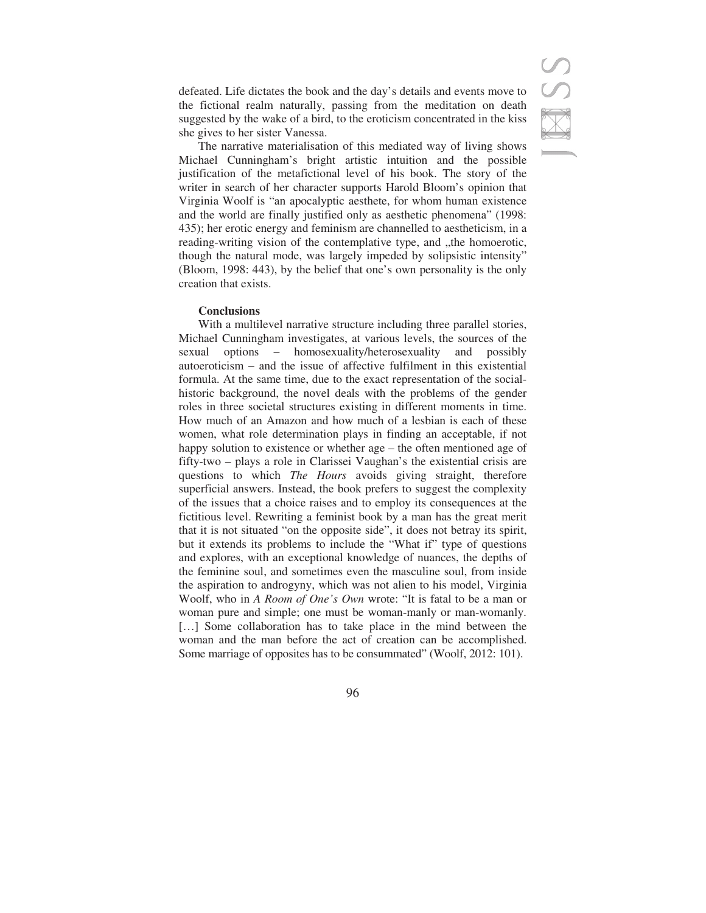defeated. Life dictates the book and the day's details and events move to the fictional realm naturally, passing from the meditation on death suggested by the wake of a bird, to the eroticism concentrated in the kiss she gives to her sister Vanessa.

The narrative materialisation of this mediated way of living shows Michael Cunningham's bright artistic intuition and the possible justification of the metafictional level of his book. The story of the writer in search of her character supports Harold Bloom's opinion that Virginia Woolf is "an apocalyptic aesthete, for whom human existence and the world are finally justified only as aesthetic phenomena" (1998: 435); her erotic energy and feminism are channelled to aestheticism, in a reading-writing vision of the contemplative type, and „the homoerotic, though the natural mode, was largely impeded by solipsistic intensity" (Bloom, 1998: 443), by the belief that one's own personality is the only creation that exists.

**Conclusions**

With a multilevel narrative structure including three parallel stories, Michael Cunningham investigates, at various levels, the sources of the sexual options – homosexuality/heterosexuality and possibly autoeroticism – and the issue of affective fulfilment in this existential formula. At the same time, due to the exact representation of the social-historic background, the novel deals with the problems of the gender roles in three societal structures existing in different moments in time. How much of an Amazon and how much of a lesbian is each of these women, what role determination plays in finding an acceptable, if not happy solution to existence or whether age – the often mentioned age of fifty-two – plays a role in Clarissei Vaughan's the existential crisis are questions to which *The Hours* avoids giving straight, therefore superficial answers. Instead, the book prefers to suggest the complexity of the issues that a choice raises and to employ its consequences at the fictitious level. Rewriting a feminist book by a man has the great merit that it is not situated "on the opposite side", it does not betray its spirit, but it extends its problems to include the "What if" type of questions and explores, with an exceptional knowledge of nuances, the depths of the feminine soul, and sometimes even the masculine soul, from inside the aspiration to androgyny, which was not alien to his model, Virginia Woolf, who in *A Room of One's Own* wrote: "It is fatal to be a man or woman pure and simple; one must be woman-manly or man-womanly. […] Some collaboration has to take place in the mind between the woman and the man before the act of creation can be accomplished. Some marriage of opposites has to be consummated" (Woolf, 2012: 101).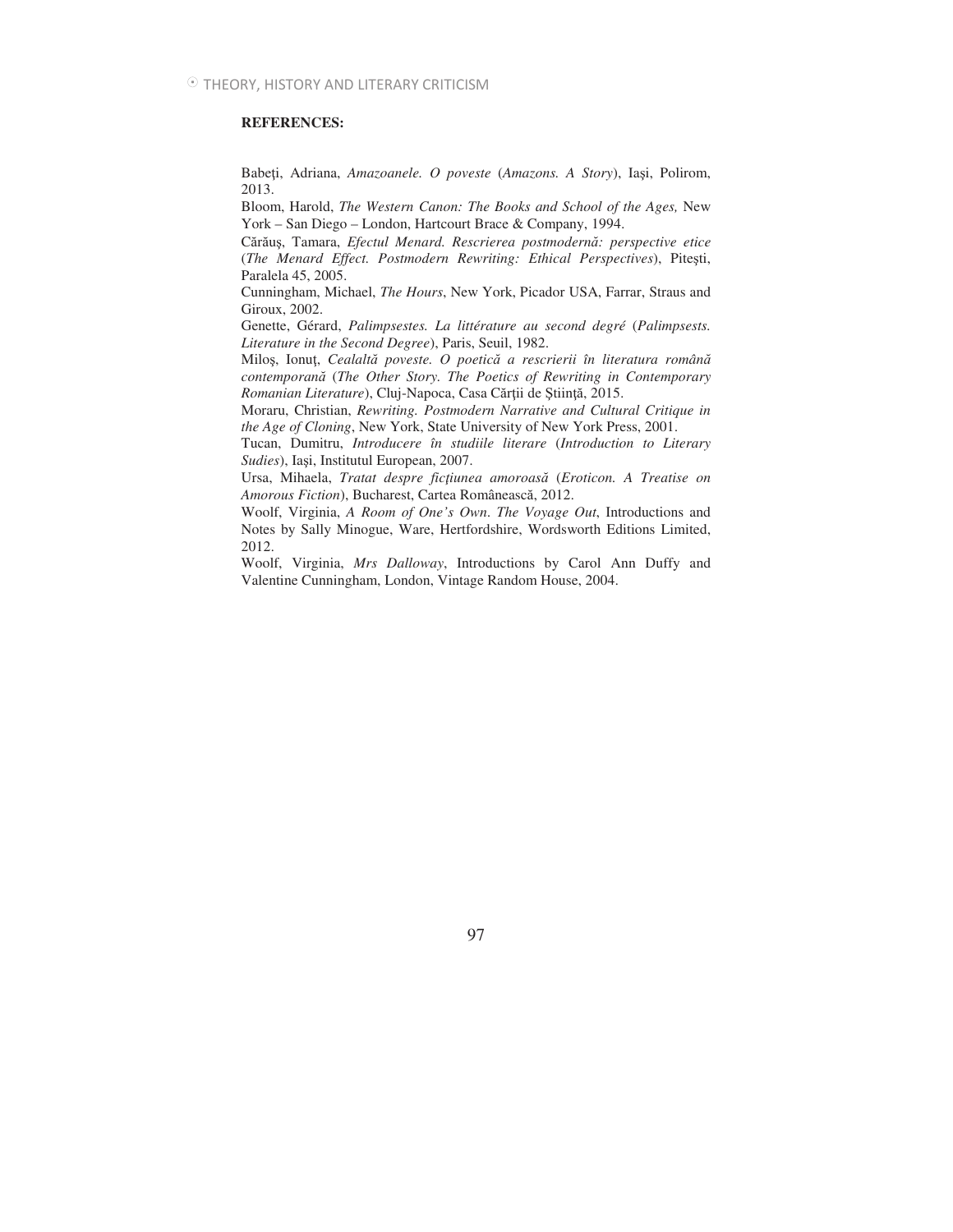**REFERENCES:**

Babeţi, Adriana, *Amazoanele. O poveste* (*Amazons. A Story*), Iaşi, Polirom, 2013.

Bloom, Harold, *The Western Canon: The Books and School of the Ages,* New York – San Diego – London, Hartcourt Brace & Company, 1994.

Cărăuş, Tamara, *Efectul Menard. Rescrierea postmodernă: perspective etice* (*The Menard Effect. Postmodern Rewriting: Ethical Perspectives*), Piteşti, Paralela 45, 2005.

Cunningham, Michael, *The Hours*, New York, Picador USA, Farrar, Straus and Giroux, 2002.

Genette, Gérard, *Palimpsestes. La littérature au second degré* (*Palimpsests. Literature in the Second Degree*), Paris, Seuil, 1982.

Miloş, Ionuţ, *Cealaltă poveste. O poetică a rescrierii în literatura română contemporană* (*The Other Story. The Poetics of Rewriting in Contemporary Romanian Literature*), Cluj-Napoca, Casa Cărţii de Ştiinţă, 2015.

Moraru, Christian, *Rewriting. Postmodern Narrative and Cultural Critique in the Age of Cloning*, New York, State University of New York Press, 2001.

Tucan, Dumitru, *Introducere în studiile literare* (*Introduction to Literary Sudies*), Iaşi, Institutul European, 2007.

Ursa, Mihaela, *Tratat despre ficțiunea amoroasă* (*Eroticon. A Treatise on Amorous Fiction*), Bucharest, Cartea Românească, 2012.

Woolf, Virginia, *A Room of One's Own*. *The Voyage Out*, Introductions and Notes by Sally Minogue, Ware, Hertfordshire, Wordsworth Editions Limited, 2012.

Woolf, Virginia, *Mrs Dalloway*, Introductions by Carol Ann Duffy and Valentine Cunningham, London, Vintage Random House, 2004.